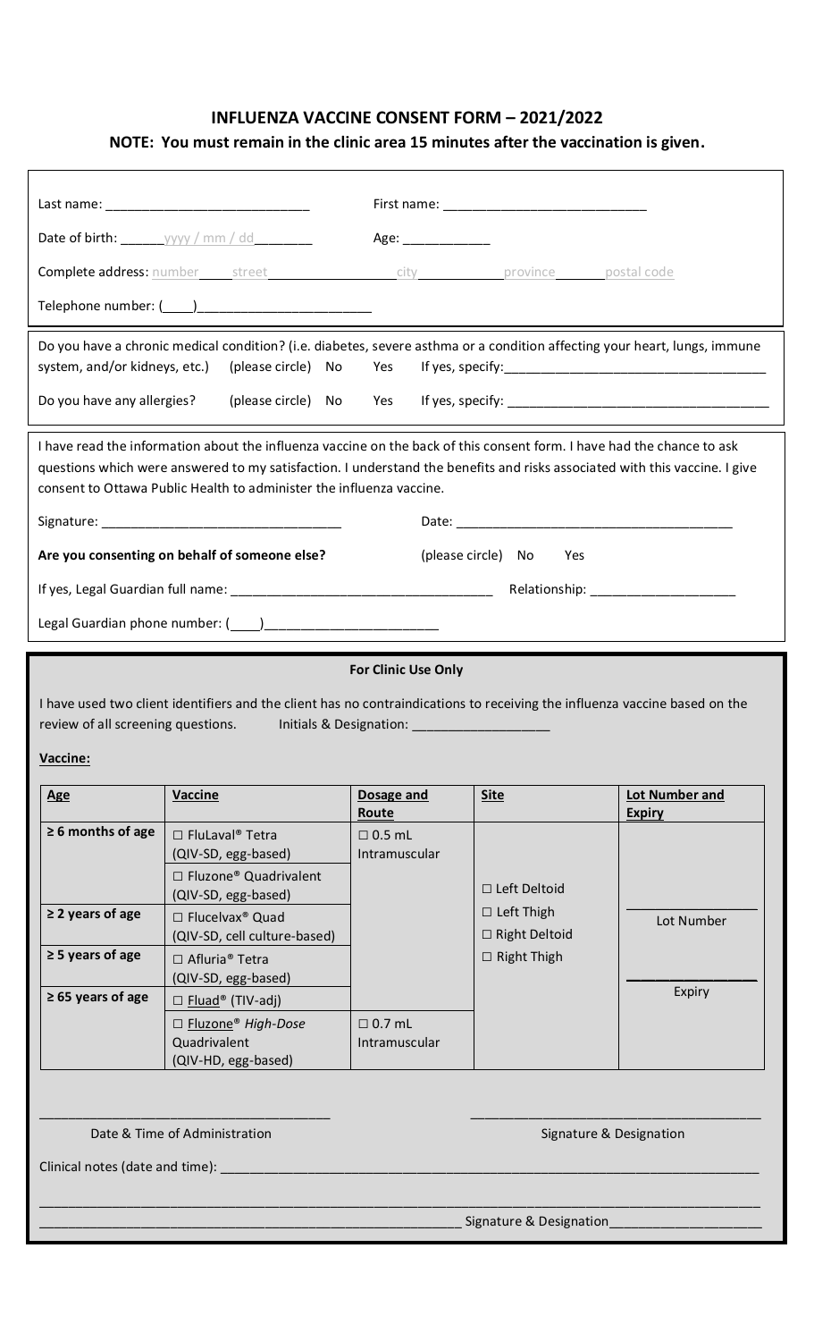# INFLUENZA VACCINE CONSENT FORM – 2021/2022

**NOTE: You must remain in the clinic area 15 minutes after the vaccination is given.**

Last name: ___________________________ First name: ___________________________

Date of birth: ______yyyy / mm / dd________ Age: ____________

Complete address: number_____street__________________city____________province_______postal code

Telephone number: (____)________________________

Do you have a chronic medical condition? (i.e. diabetes, severe asthma or a condition affecting your heart, lungs, immune system, and/or kidneys, etc.) (please circle) No Yes If yes, specify:___________________________________

Do you have any allergies? (please circle) No Yes If yes, specify: ___________________________________

I have read the information about the influenza vaccine on the back of this consent form. I have had the chance to ask questions which were answered to my satisfaction. I understand the benefits and risks associated with this vaccine. I give consent to Ottawa Public Health to administer the influenza vaccine.

Signature: _________________________________ Date: ______________________________________

**Are you consenting on behalf of someone else?** (please circle) No Yes

If yes, Legal Guardian full name: ___________________________________ Relationship: ___________________

Legal Guardian phone number: (____)________________________

**For Clinic Use Only**

I have used two client identifiers and the client has no contraindications to receiving the influenza vaccine based on the review of all screening questions. Initials & Designation: ___________________

**Vaccine:**

| Age | Vaccine | Dosage and Route | Site | Lot Number and Expiry |
|---|---|---|---|---|
| ≥ 6 months of age | ☐ FluLaval® Tetra (QIV-SD, egg-based) | ☐ 0.5 mL Intramuscular | ☐ Left Deltoid<br>☐ Left Thigh<br>☐ Right Deltoid<br>☐ Right Thigh | ______ Lot Number<br>______ Expiry |
| | ☐ Fluzone® Quadrivalent (QIV-SD, egg-based) | | | |
| ≥ 2 years of age | ☐ Flucelvax® Quad (QIV-SD, cell culture-based) | | | |
| ≥ 5 years of age | ☐ Afluria® Tetra (QIV-SD, egg-based) | | | |
| ≥ 65 years of age | ☐ Fluad® (TIV-adj) | | | |
| | ☐ Fluzone® *High-Dose* Quadrivalent (QIV-HD, egg-based) | ☐ 0.7 mL Intramuscular | | |

_______________________________________ _______________________________________

Date & Time of Administration Signature & Designation

Clinical notes (date and time): ___________________________________________________________________________

_____________________________________________________________________________________________

_________________________________________________________ Signature & Designation____________________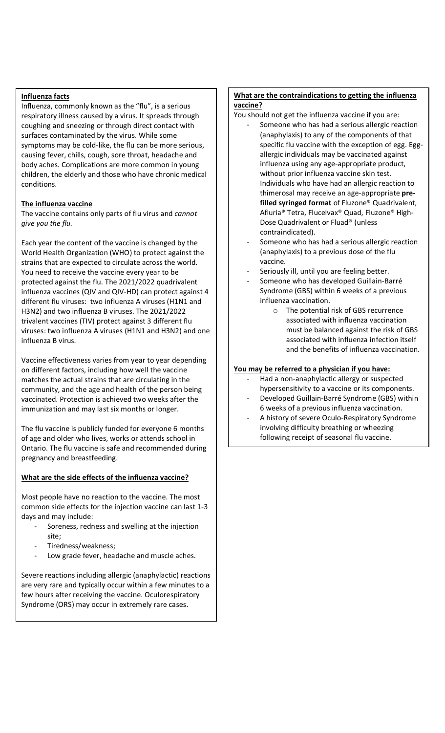## Influenza facts

Influenza, commonly known as the "flu", is a serious respiratory illness caused by a virus. It spreads through coughing and sneezing or through direct contact with surfaces contaminated by the virus. While some symptoms may be cold-like, the flu can be more serious, causing fever, chills, cough, sore throat, headache and body aches. Complications are more common in young children, the elderly and those who have chronic medical conditions.

## The influenza vaccine

The vaccine contains only parts of flu virus and *cannot give you the flu.*

Each year the content of the vaccine is changed by the World Health Organization (WHO) to protect against the strains that are expected to circulate across the world. You need to receive the vaccine every year to be protected against the flu. The 2021/2022 quadrivalent influenza vaccines (QIV and QIV-HD) can protect against 4 different flu viruses: two influenza A viruses (H1N1 and H3N2) and two influenza B viruses. The 2021/2022 trivalent vaccines (TIV) protect against 3 different flu viruses: two influenza A viruses (H1N1 and H3N2) and one influenza B virus.

Vaccine effectiveness varies from year to year depending on different factors, including how well the vaccine matches the actual strains that are circulating in the community, and the age and health of the person being vaccinated. Protection is achieved two weeks after the immunization and may last six months or longer.

The flu vaccine is publicly funded for everyone 6 months of age and older who lives, works or attends school in Ontario. The flu vaccine is safe and recommended during pregnancy and breastfeeding.

## What are the side effects of the influenza vaccine?

Most people have no reaction to the vaccine. The most common side effects for the injection vaccine can last 1-3 days and may include:

- Soreness, redness and swelling at the injection site;
- Tiredness/weakness;
- Low grade fever, headache and muscle aches.

Severe reactions including allergic (anaphylactic) reactions are very rare and typically occur within a few minutes to a few hours after receiving the vaccine. Oculorespiratory Syndrome (ORS) may occur in extremely rare cases.

## What are the contraindications to getting the influenza vaccine?

You should not get the influenza vaccine if you are:

- Someone who has had a serious allergic reaction (anaphylaxis) to any of the components of that specific flu vaccine with the exception of egg. Egg-allergic individuals may be vaccinated against influenza using any age-appropriate product, without prior influenza vaccine skin test. Individuals who have had an allergic reaction to thimerosal may receive an age-appropriate **pre-filled syringed format** of Fluzone® Quadrivalent, Afluria® Tetra, Flucelvax® Quad, Fluzone® High-Dose Quadrivalent or Fluad® (unless contraindicated).
- Someone who has had a serious allergic reaction (anaphylaxis) to a previous dose of the flu vaccine.
- Seriously ill, until you are feeling better.
- Someone who has developed Guillain-Barré Syndrome (GBS) within 6 weeks of a previous influenza vaccination.
  - The potential risk of GBS recurrence associated with influenza vaccination must be balanced against the risk of GBS associated with influenza infection itself and the benefits of influenza vaccination.

## You may be referred to a physician if you have:

- Had a non-anaphylactic allergy or suspected hypersensitivity to a vaccine or its components.
- Developed Guillain-Barré Syndrome (GBS) within 6 weeks of a previous influenza vaccination.
- A history of severe Oculo-Respiratory Syndrome involving difficulty breathing or wheezing following receipt of seasonal flu vaccine.